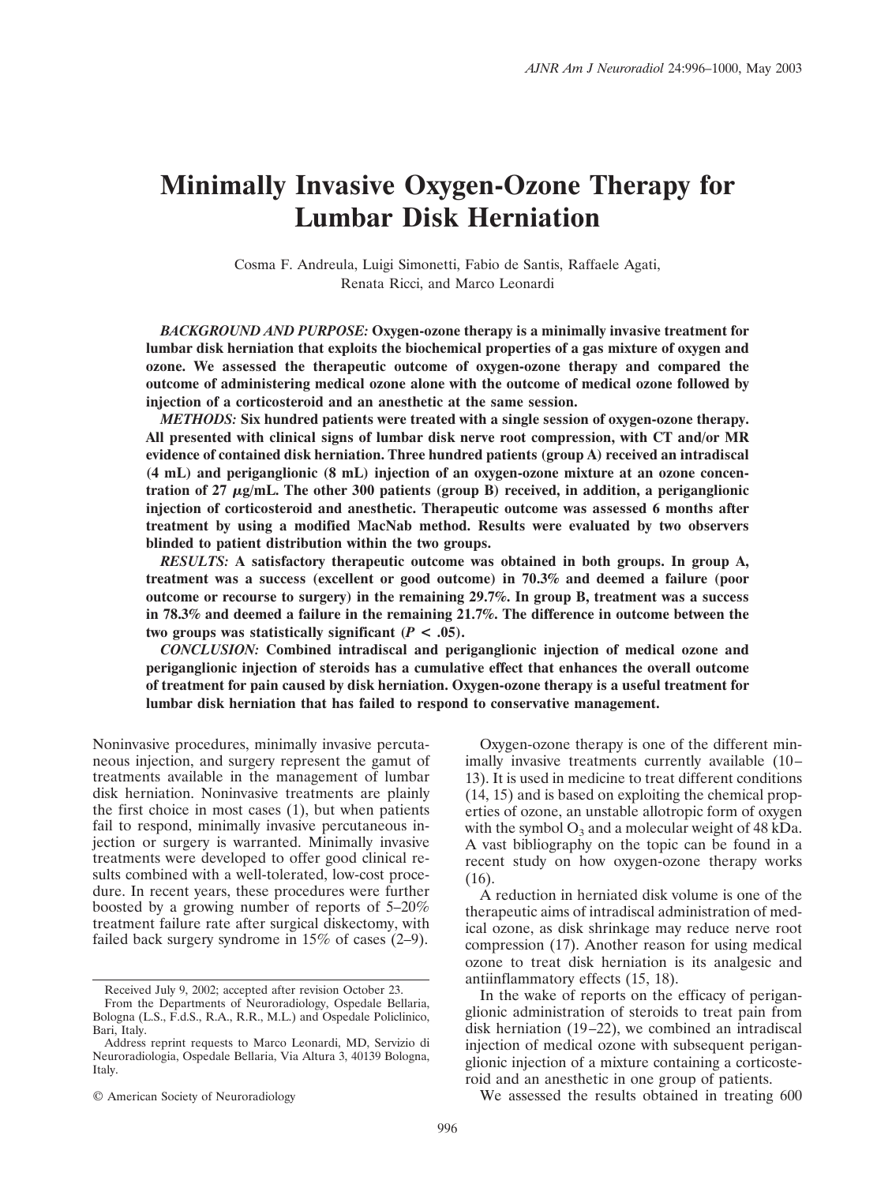# Minimally Invasive Oxygen-Ozone Therapy for Lumbar Disk Herniation

Cosma F. Andreula, Luigi Simonetti, Fabio de Santis, Raffaele Agati, Renata Ricci, and Marco Leonardi

***BACKGROUND AND PURPOSE:*** **Oxygen-ozone therapy is a minimally invasive treatment for lumbar disk herniation that exploits the biochemical properties of a gas mixture of oxygen and ozone. We assessed the therapeutic outcome of oxygen-ozone therapy and compared the outcome of administering medical ozone alone with the outcome of medical ozone followed by injection of a corticosteroid and an anesthetic at the same session.**

***METHODS:*** **Six hundred patients were treated with a single session of oxygen-ozone therapy. All presented with clinical signs of lumbar disk nerve root compression, with CT and/or MR evidence of contained disk herniation. Three hundred patients (group A) received an intradiscal (4 mL) and periganglionic (8 mL) injection of an oxygen-ozone mixture at an ozone concentration of 27 μg/mL. The other 300 patients (group B) received, in addition, a periganglionic injection of corticosteroid and anesthetic. Therapeutic outcome was assessed 6 months after treatment by using a modified MacNab method. Results were evaluated by two observers blinded to patient distribution within the two groups.**

***RESULTS:*** **A satisfactory therapeutic outcome was obtained in both groups. In group A, treatment was a success (excellent or good outcome) in 70.3% and deemed a failure (poor outcome or recourse to surgery) in the remaining 29.7%. In group B, treatment was a success in 78.3% and deemed a failure in the remaining 21.7%. The difference in outcome between the two groups was statistically significant ($P < .05$).**

***CONCLUSION:*** **Combined intradiscal and periganglionic injection of medical ozone and periganglionic injection of steroids has a cumulative effect that enhances the overall outcome of treatment for pain caused by disk herniation. Oxygen-ozone therapy is a useful treatment for lumbar disk herniation that has failed to respond to conservative management.**

Noninvasive procedures, minimally invasive percutaneous injection, and surgery represent the gamut of treatments available in the management of lumbar disk herniation. Noninvasive treatments are plainly the first choice in most cases (1), but when patients fail to respond, minimally invasive percutaneous injection or surgery is warranted. Minimally invasive treatments were developed to offer good clinical results combined with a well-tolerated, low-cost procedure. In recent years, these procedures were further boosted by a growing number of reports of 5–20% treatment failure rate after surgical diskectomy, with failed back surgery syndrome in 15% of cases (2–9).

Oxygen-ozone therapy is one of the different minimally invasive treatments currently available (10–13). It is used in medicine to treat different conditions (14, 15) and is based on exploiting the chemical properties of ozone, an unstable allotropic form of oxygen with the symbol $O_3$ and a molecular weight of 48 kDa. A vast bibliography on the topic can be found in a recent study on how oxygen-ozone therapy works (16).

A reduction in herniated disk volume is one of the therapeutic aims of intradiscal administration of medical ozone, as disk shrinkage may reduce nerve root compression (17). Another reason for using medical ozone to treat disk herniation is its analgesic and antiinflammatory effects (15, 18).

In the wake of reports on the efficacy of periganglionic administration of steroids to treat pain from disk herniation (19–22), we combined an intradiscal injection of medical ozone with subsequent periganglionic injection of a mixture containing a corticosteroid and an anesthetic in one group of patients.

We assessed the results obtained in treating 600

---

Received July 9, 2002; accepted after revision October 23.

From the Departments of Neuroradiology, Ospedale Bellaria, Bologna (L.S., F.d.S., R.A., R.R., M.L.) and Ospedale Policlinico, Bari, Italy.

Address reprint requests to Marco Leonardi, MD, Servizio di Neuroradiologia, Ospedale Bellaria, Via Altura 3, 40139 Bologna, Italy.

© American Society of Neuroradiology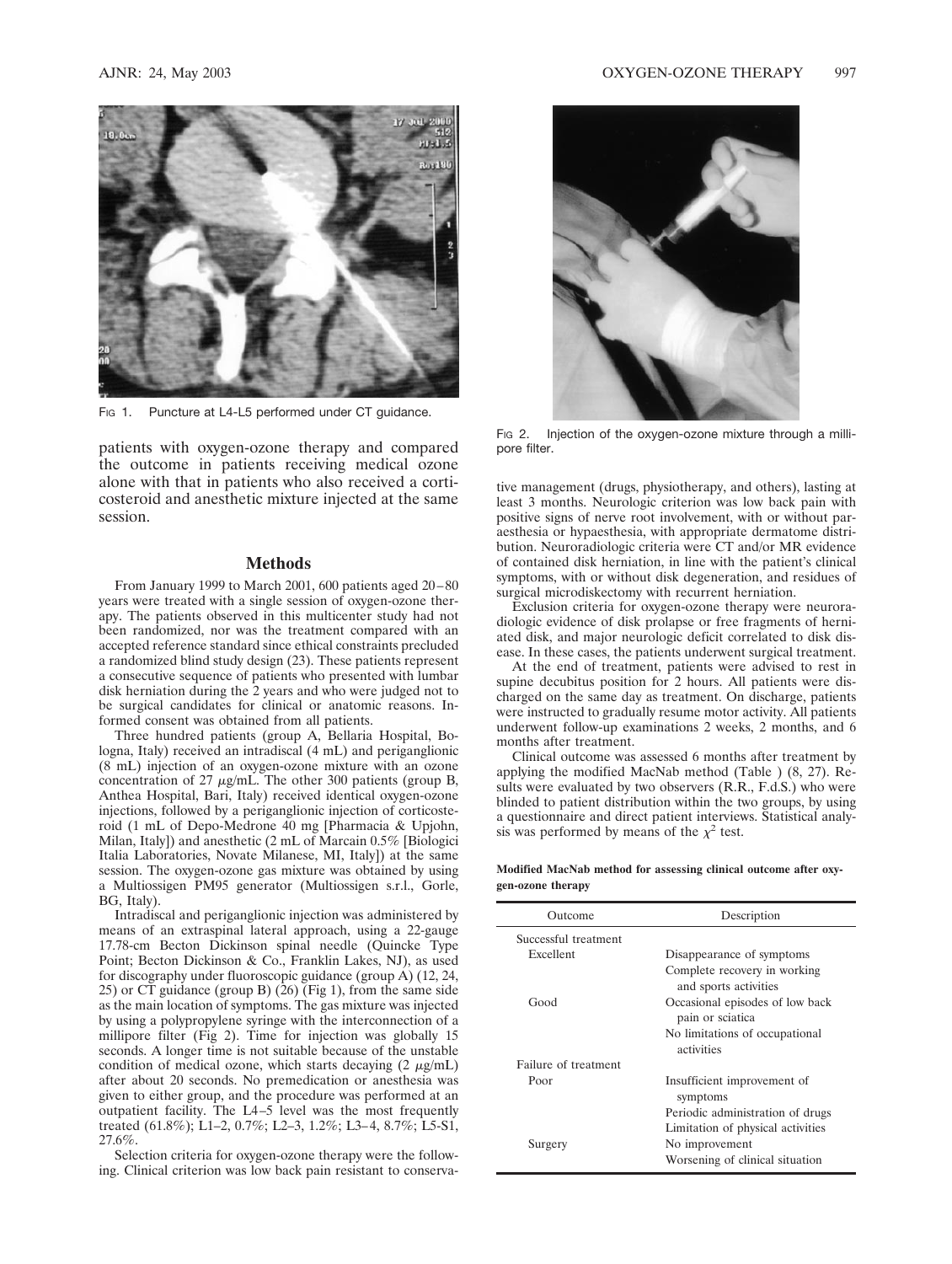FIG 1. Puncture at L4-L5 performed under CT guidance.

FIG 2. Injection of the oxygen-ozone mixture through a millipore filter.

patients with oxygen-ozone therapy and compared the outcome in patients receiving medical ozone alone with that in patients who also received a corticosteroid and anesthetic mixture injected at the same session.

## Methods

From January 1999 to March 2001, 600 patients aged 20–80 years were treated with a single session of oxygen-ozone therapy. The patients observed in this multicenter study had not been randomized, nor was the treatment compared with an accepted reference standard since ethical constraints precluded a randomized blind study design (23). These patients represent a consecutive sequence of patients who presented with lumbar disk herniation during the 2 years and who were judged not to be surgical candidates for clinical or anatomic reasons. Informed consent was obtained from all patients.

Three hundred patients (group A, Bellaria Hospital, Bologna, Italy) received an intradiscal (4 mL) and periganglionic (8 mL) injection of an oxygen-ozone mixture with an ozone concentration of 27 μg/mL. The other 300 patients (group B, Anthea Hospital, Bari, Italy) received identical oxygen-ozone injections, followed by a periganglionic injection of corticosteroid (1 mL of Depo-Medrone 40 mg [Pharmacia & Upjohn, Milan, Italy]) and anesthetic (2 mL of Marcain 0.5% [Biologici Italia Laboratories, Novate Milanese, MI, Italy]) at the same session. The oxygen-ozone gas mixture was obtained by using a Multiossigen PM95 generator (Multiossigen s.r.l., Gorle, BG, Italy).

Intradiscal and periganglionic injection was administered by means of an extraspinal lateral approach, using a 22-gauge 17.78-cm Becton Dickinson spinal needle (Quincke Type Point; Becton Dickinson & Co., Franklin Lakes, NJ), as used for discography under fluoroscopic guidance (group A) (12, 24, 25) or CT guidance (group B) (26) (Fig 1), from the same side as the main location of symptoms. The gas mixture was injected by using a polypropylene syringe with the interconnection of a millipore filter (Fig 2). Time for injection was globally 15 seconds. A longer time is not suitable because of the unstable condition of medical ozone, which starts decaying (2 μg/mL) after about 20 seconds. No premedication or anesthesia was given to either group, and the procedure was performed at an outpatient facility. The L4–5 level was the most frequently treated (61.8%); L1–2, 0.7%; L2–3, 1.2%; L3–4, 8.7%; L5-S1, 27.6%.

Selection criteria for oxygen-ozone therapy were the following. Clinical criterion was low back pain resistant to conservative management (drugs, physiotherapy, and others), lasting at least 3 months. Neurologic criterion was low back pain with positive signs of nerve root involvement, with or without paraesthesia or hypaesthesia, with appropriate dermatome distribution. Neuroradiologic criteria were CT and/or MR evidence of contained disk herniation, in line with the patient's clinical symptoms, with or without disk degeneration, and residues of surgical microdiskectomy with recurrent herniation.

Exclusion criteria for oxygen-ozone therapy were neuroradiologic evidence of disk prolapse or free fragments of herniated disk, and major neurologic deficit correlated to disk disease. In these cases, the patients underwent surgical treatment.

At the end of treatment, patients were advised to rest in supine decubitus position for 2 hours. All patients were discharged on the same day as treatment. On discharge, patients were instructed to gradually resume motor activity. All patients underwent follow-up examinations 2 weeks, 2 months, and 6 months after treatment.

Clinical outcome was assessed 6 months after treatment by applying the modified MacNab method (Table ) (8, 27). Results were evaluated by two observers (R.R., F.d.S.) who were blinded to patient distribution within the two groups, by using a questionnaire and direct patient interviews. Statistical analysis was performed by means of the $\chi^2$ test.

**Modified MacNab method for assessing clinical outcome after oxygen-ozone therapy**

| Outcome | Description |
| --- | --- |
| Successful treatment | |
| Excellent | Disappearance of symptoms |
| | Complete recovery in working and sports activities |
| Good | Occasional episodes of low back pain or sciatica |
| | No limitations of occupational activities |
| Failure of treatment | |
| Poor | Insufficient improvement of symptoms |
| | Periodic administration of drugs |
| | Limitation of physical activities |
| Surgery | No improvement |
| | Worsening of clinical situation |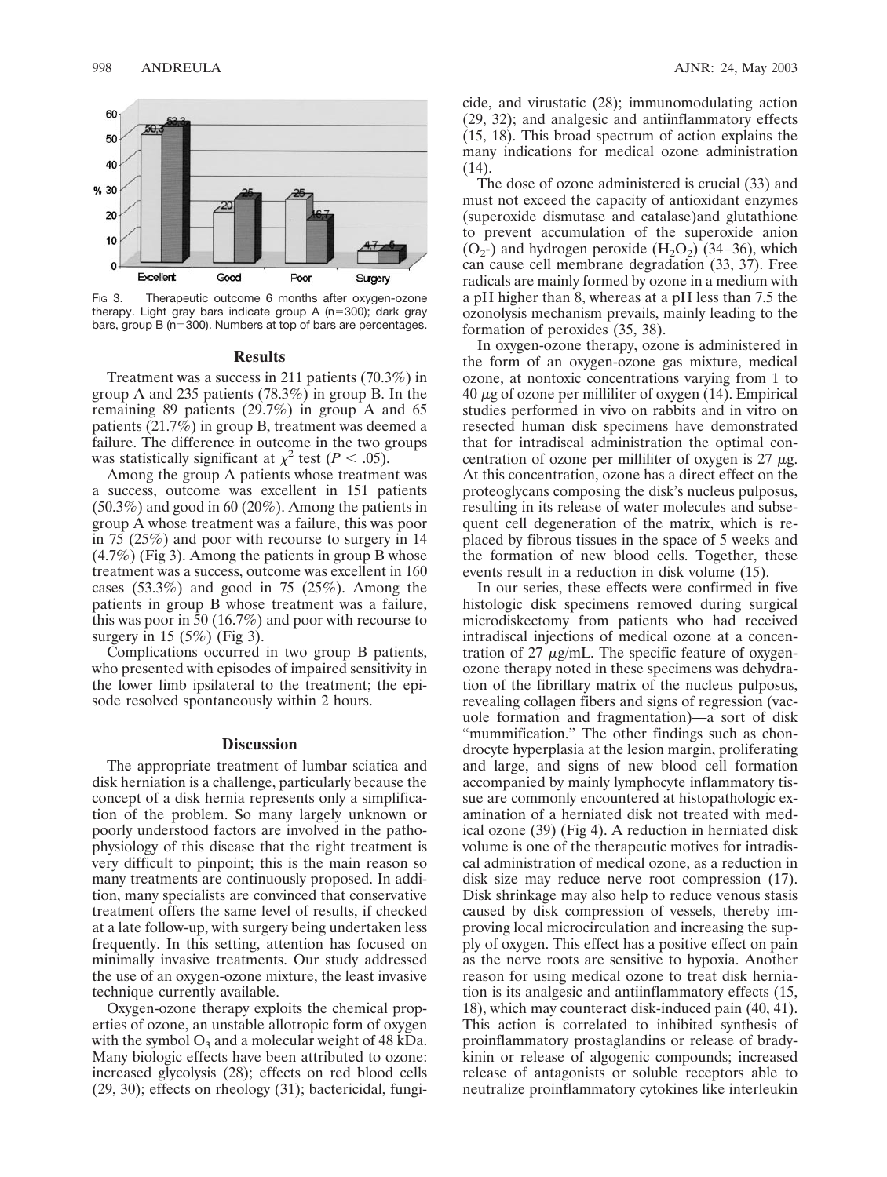Fig 3. Therapeutic outcome 6 months after oxygen-ozone therapy. Light gray bars indicate group A (n=300); dark gray bars, group B (n=300). Numbers at top of bars are percentages.

## Results

Treatment was a success in 211 patients (70.3%) in group A and 235 patients (78.3%) in group B. In the remaining 89 patients (29.7%) in group A and 65 patients (21.7%) in group B, treatment was deemed a failure. The difference in outcome in the two groups was statistically significant at $\chi^2$ test ($P < .05$).

Among the group A patients whose treatment was a success, outcome was excellent in 151 patients (50.3%) and good in 60 (20%). Among the patients in group A whose treatment was a failure, this was poor in 75 (25%) and poor with recourse to surgery in 14 (4.7%) (Fig 3). Among the patients in group B whose treatment was a success, outcome was excellent in 160 cases (53.3%) and good in 75 (25%). Among the patients in group B whose treatment was a failure, this was poor in 50 (16.7%) and poor with recourse to surgery in 15 (5%) (Fig 3).

Complications occurred in two group B patients, who presented with episodes of impaired sensitivity in the lower limb ipsilateral to the treatment; the episode resolved spontaneously within 2 hours.

## Discussion

The appropriate treatment of lumbar sciatica and disk herniation is a challenge, particularly because the concept of a disk hernia represents only a simplification of the problem. So many largely unknown or poorly understood factors are involved in the pathophysiology of this disease that the right treatment is very difficult to pinpoint; this is the main reason so many treatments are continuously proposed. In addition, many specialists are convinced that conservative treatment offers the same level of results, if checked at a late follow-up, with surgery being undertaken less frequently. In this setting, attention has focused on minimally invasive treatments. Our study addressed the use of an oxygen-ozone mixture, the least invasive technique currently available.

Oxygen-ozone therapy exploits the chemical properties of ozone, an unstable allotropic form of oxygen with the symbol $O_3$ and a molecular weight of 48 kDa. Many biologic effects have been attributed to ozone: increased glycolysis (28); effects on red blood cells (29, 30); effects on rheology (31); bactericidal, fungicide, and virustatic (28); immunomodulating action (29, 32); and analgesic and antiinflammatory effects (15, 18). This broad spectrum of action explains the many indications for medical ozone administration (14).

The dose of ozone administered is crucial (33) and must not exceed the capacity of antioxidant enzymes (superoxide dismutase and catalase)and glutathione to prevent accumulation of the superoxide anion ($O_2$-) and hydrogen peroxide ($H_2O_2$) (34–36), which can cause cell membrane degradation (33, 37). Free radicals are mainly formed by ozone in a medium with a pH higher than 8, whereas at a pH less than 7.5 the ozonolysis mechanism prevails, mainly leading to the formation of peroxides (35, 38).

In oxygen-ozone therapy, ozone is administered in the form of an oxygen-ozone gas mixture, medical ozone, at nontoxic concentrations varying from 1 to 40 $\mu$g of ozone per milliliter of oxygen (14). Empirical studies performed in vivo on rabbits and in vitro on resected human disk specimens have demonstrated that for intradiscal administration the optimal concentration of ozone per milliliter of oxygen is 27 $\mu$g. At this concentration, ozone has a direct effect on the proteoglycans composing the disk's nucleus pulposus, resulting in its release of water molecules and subsequent cell degeneration of the matrix, which is replaced by fibrous tissues in the space of 5 weeks and the formation of new blood cells. Together, these events result in a reduction in disk volume (15).

In our series, these effects were confirmed in five histologic disk specimens removed during surgical microdiskectomy from patients who had received intradiscal injections of medical ozone at a concentration of 27 $\mu$g/mL. The specific feature of oxygen-ozone therapy noted in these specimens was dehydration of the fibrillary matrix of the nucleus pulposus, revealing collagen fibers and signs of regression (vacuole formation and fragmentation)—a sort of disk "mummification." The other findings such as chondrocyte hyperplasia at the lesion margin, proliferating and large, and signs of new blood cell formation accompanied by mainly lymphocyte inflammatory tissue are commonly encountered at histopathologic examination of a herniated disk not treated with medical ozone (39) (Fig 4). A reduction in herniated disk volume is one of the therapeutic motives for intradiscal administration of medical ozone, as a reduction in disk size may reduce nerve root compression (17). Disk shrinkage may also help to reduce venous stasis caused by disk compression of vessels, thereby improving local microcirculation and increasing the supply of oxygen. This effect has a positive effect on pain as the nerve roots are sensitive to hypoxia. Another reason for using medical ozone to treat disk herniation is its analgesic and antiinflammatory effects (15, 18), which may counteract disk-induced pain (40, 41). This action is correlated to inhibited synthesis of proinflammatory prostaglandins or release of bradykinin or release of algogenic compounds; increased release of antagonists or soluble receptors able to neutralize proinflammatory cytokines like interleukin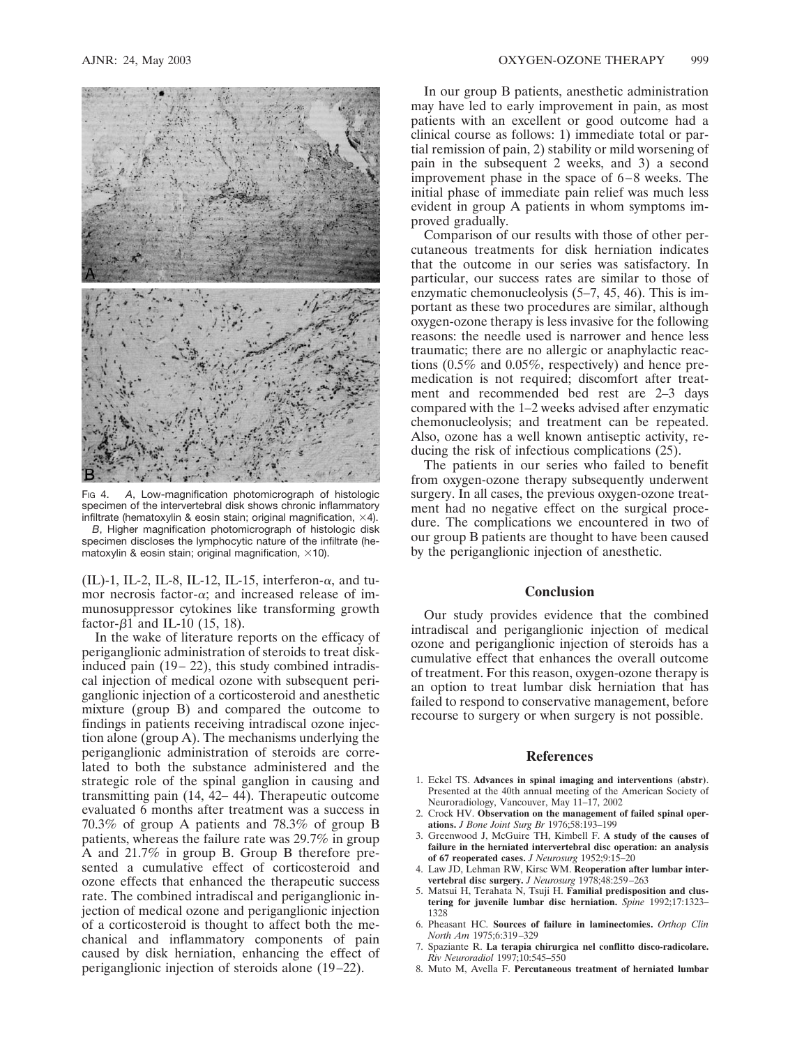Fig 4. *A*, Low-magnification photomicrograph of histologic specimen of the intervertebral disk shows chronic inflammatory infiltrate (hematoxylin & eosin stain; original magnification, ×4).
*B*, Higher magnification photomicrograph of histologic disk specimen discloses the lymphocytic nature of the infiltrate (hematoxylin & eosin stain; original magnification, ×10).

(IL)-1, IL-2, IL-8, IL-12, IL-15, interferon-α, and tumor necrosis factor-α; and increased release of immunosuppressor cytokines like transforming growth factor-β1 and IL-10 (15, 18).

In the wake of literature reports on the efficacy of periganglionic administration of steroids to treat disk-induced pain (19–22), this study combined intradiscal injection of medical ozone with subsequent periganglionic injection of a corticosteroid and anesthetic mixture (group B) and compared the outcome to findings in patients receiving intradiscal ozone injection alone (group A). The mechanisms underlying the periganglionic administration of steroids are correlated to both the substance administered and the strategic role of the spinal ganglion in causing and transmitting pain (14, 42–44). Therapeutic outcome evaluated 6 months after treatment was a success in 70.3% of group A patients and 78.3% of group B patients, whereas the failure rate was 29.7% in group A and 21.7% in group B. Group B therefore presented a cumulative effect of corticosteroid and ozone effects that enhanced the therapeutic success rate. The combined intradiscal and periganglionic injection of medical ozone and periganglionic injection of a corticosteroid is thought to affect both the mechanical and inflammatory components of pain caused by disk herniation, enhancing the effect of periganglionic injection of steroids alone (19–22).

In our group B patients, anesthetic administration may have led to early improvement in pain, as most patients with an excellent or good outcome had a clinical course as follows: 1) immediate total or partial remission of pain, 2) stability or mild worsening of pain in the subsequent 2 weeks, and 3) a second improvement phase in the space of 6–8 weeks. The initial phase of immediate pain relief was much less evident in group A patients in whom symptoms improved gradually.

Comparison of our results with those of other percutaneous treatments for disk herniation indicates that the outcome in our series was satisfactory. In particular, our success rates are similar to those of enzymatic chemonucleolysis (5–7, 45, 46). This is important as these two procedures are similar, although oxygen-ozone therapy is less invasive for the following reasons: the needle used is narrower and hence less traumatic; there are no allergic or anaphylactic reactions (0.5% and 0.05%, respectively) and hence premedication is not required; discomfort after treatment and recommended bed rest are 2–3 days compared with the 1–2 weeks advised after enzymatic chemonucleolysis; and treatment can be repeated. Also, ozone has a well known antiseptic activity, reducing the risk of infectious complications (25).

The patients in our series who failed to benefit from oxygen-ozone therapy subsequently underwent surgery. In all cases, the previous oxygen-ozone treatment had no negative effect on the surgical procedure. The complications we encountered in two of our group B patients are thought to have been caused by the periganglionic injection of anesthetic.

## Conclusion

Our study provides evidence that the combined intradiscal and periganglionic injection of medical ozone and periganglionic injection of steroids has a cumulative effect that enhances the overall outcome of treatment. For this reason, oxygen-ozone therapy is an option to treat lumbar disk herniation that has failed to respond to conservative management, before recourse to surgery or when surgery is not possible.

## References

1. Eckel TS. **Advances in spinal imaging and interventions (abstr)**. Presented at the 40th annual meeting of the American Society of Neuroradiology, Vancouver, May 11–17, 2002
2. Crock HV. **Observation on the management of failed spinal operations.** *J Bone Joint Surg Br* 1976;58:193–199
3. Greenwood J, McGuire TH, Kimbell F. **A study of the causes of failure in the herniated intervertebral disc operation: an analysis of 67 reoperated cases.** *J Neurosurg* 1952;9:15–20
4. Law JD, Lehman RW, Kirsc WM. **Reoperation after lumbar intervertebral disc surgery.** *J Neurosurg* 1978;48:259–263
5. Matsui H, Terahata N, Tsuji H. **Familial predisposition and clustering for juvenile lumbar disc herniation.** *Spine* 1992;17:1323–1328
6. Pheasant HC. **Sources of failure in laminectomies.** *Orthop Clin North Am* 1975;6:319–329
7. Spaziante R. **La terapia chirurgica nel conflitto disco-radicolare.** *Riv Neuroradiol* 1997;10:545–550
8. Muto M, Avella F. **Percutaneous treatment of herniated lumbar**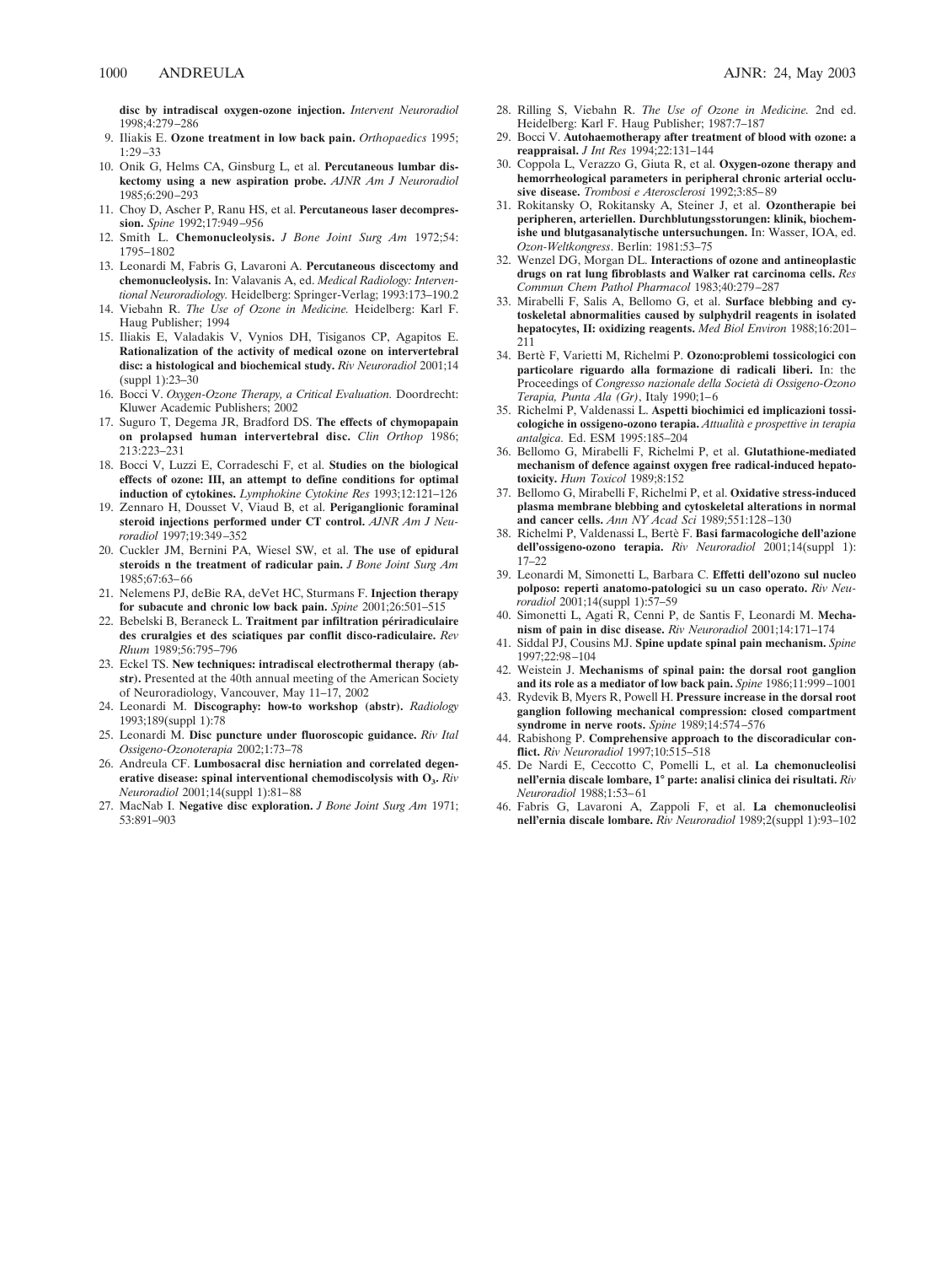disc by intradiscal oxygen-ozone injection. *Intervent Neuroradiol* 1998;4:279–286

9. Iliakis E. **Ozone treatment in low back pain.** *Orthopaedics* 1995; 1:29–33
10. Onik G, Helms CA, Ginsburg L, et al. **Percutaneous lumbar diskectomy using a new aspiration probe.** *AJNR Am J Neuroradiol* 1985;6:290–293
11. Choy D, Ascher P, Ranu HS, et al. **Percutaneous laser decompression.** *Spine* 1992;17:949–956
12. Smith L. **Chemonucleolysis.** *J Bone Joint Surg Am* 1972;54: 1795–1802
13. Leonardi M, Fabris G, Lavaroni A. **Percutaneous discectomy and chemonucleolysis.** In: Valavanis A, ed. *Medical Radiology: Interventional Neuroradiology.* Heidelberg: Springer-Verlag; 1993:173–190.2
14. Viebahn R. *The Use of Ozone in Medicine.* Heidelberg: Karl F. Haug Publisher; 1994
15. Iliakis E, Valadakis V, Vynios DH, Tisiganos CP, Agapitos E. **Rationalization of the activity of medical ozone on intervertebral disc: a histological and biochemical study.** *Riv Neuroradiol* 2001;14 (suppl 1):23–30
16. Bocci V. *Oxygen-Ozone Therapy, a Critical Evaluation.* Doordrecht: Kluwer Academic Publishers; 2002
17. Suguro T, Degema JR, Bradford DS. **The effects of chymopapain on prolapsed human intervertebral disc.** *Clin Orthop* 1986; 213:223–231
18. Bocci V, Luzzi E, Corradeschi F, et al. **Studies on the biological effects of ozone: III, an attempt to define conditions for optimal induction of cytokines.** *Lymphokine Cytokine Res* 1993;12:121–126
19. Zennaro H, Dousset V, Viaud B, et al. **Periganglionic foraminal steroid injections performed under CT control.** *AJNR Am J Neuroradiol* 1997;19:349–352
20. Cuckler JM, Bernini PA, Wiesel SW, et al. **The use of epidural steroids n the treatment of radicular pain.** *J Bone Joint Surg Am* 1985;67:63–66
21. Nelemens PJ, deBie RA, deVet HC, Sturmans F. **Injection therapy for subacute and chronic low back pain.** *Spine* 2001;26:501–515
22. Bebelski B, Beraneck L. **Traitment par infiltration périradiculaire des cruralgies et des sciatiques par conflit disco-radiculaire.** *Rev Rhum* 1989;56:795–796
23. Eckel TS. **New techniques: intradiscal electrothermal therapy (abstr).** Presented at the 40th annual meeting of the American Society of Neuroradiology, Vancouver, May 11–17, 2002
24. Leonardi M. **Discography: how-to workshop (abstr).** *Radiology* 1993;189(suppl 1):78
25. Leonardi M. **Disc puncture under fluoroscopic guidance.** *Riv Ital Ossigeno-Ozonoterapia* 2002;1:73–78
26. Andreula CF. **Lumbosacral disc herniation and correlated degenerative disease: spinal interventional chemodiscolysis with $O_3$.** *Riv Neuroradiol* 2001;14(suppl 1):81–88
27. MacNab I. **Negative disc exploration.** *J Bone Joint Surg Am* 1971; 53:891–903
28. Rilling S, Viebahn R. *The Use of Ozone in Medicine.* 2nd ed. Heidelberg: Karl F. Haug Publisher; 1987:7–187
29. Bocci V. **Autohaemotherapy after treatment of blood with ozone: a reappraisal.** *J Int Res* 1994;22:131–144
30. Coppola L, Verazzo G, Giuta R, et al. **Oxygen-ozone therapy and hemorrheological parameters in peripheral chronic arterial occlusive disease.** *Trombosi e Aterosclerosi* 1992;3:85–89
31. Rokitansky O, Rokitansky A, Steiner J, et al. **Ozontherapie bei peripheren, arteriellen. Durchblutungsstorungen: klinik, biochemishe und blutgasanalytische untersuchungen.** In: Wasser, IOA, ed. *Ozon-Weltkongress*. Berlin: 1981:53–75
32. Wenzel DG, Morgan DL. **Interactions of ozone and antineoplastic drugs on rat lung fibroblasts and Walker rat carcinoma cells.** *Res Commun Chem Pathol Pharmacol* 1983;40:279–287
33. Mirabelli F, Salis A, Bellomo G, et al. **Surface blebbing and cytoskeletal abnormalities caused by sulphydril reagents in isolated hepatocytes, II: oxidizing reagents.** *Med Biol Environ* 1988;16:201–211
34. Bertè F, Varietti M, Richelmi P. **Ozono:problemi tossicologici con particolare riguardo alla formazione di radicali liberi.** In: the Proceedings of *Congresso nazionale della Società di Ossigeno-Ozono Terapia, Punta Ala (Gr)*, Italy 1990;1–6
35. Richelmi P, Valdenassi L. **Aspetti biochimici ed implicazioni tossicologiche in ossigeno-ozono terapia.** *Attualità e prospettive in terapia antalgica.* Ed. ESM 1995:185–204
36. Bellomo G, Mirabelli F, Richelmi P, et al. **Glutathione-mediated mechanism of defence against oxygen free radical-induced hepatotoxicity.** *Hum Toxicol* 1989;8:152
37. Bellomo G, Mirabelli F, Richelmi P, et al. **Oxidative stress-induced plasma membrane blebbing and cytoskeletal alterations in normal and cancer cells.** *Ann NY Acad Sci* 1989;551:128–130
38. Richelmi P, Valdenassi L, Bertè F. **Basi farmacologiche dell'azione dell'ossigeno-ozono terapia.** *Riv Neuroradiol* 2001;14(suppl 1): 17–22
39. Leonardi M, Simonetti L, Barbara C. **Effetti dell'ozono sul nucleo polposo: reperti anatomo-patologici su un caso operato.** *Riv Neuroradiol* 2001;14(suppl 1):57–59
40. Simonetti L, Agati R, Cenni P, de Santis F, Leonardi M. **Mechanism of pain in disc disease.** *Riv Neuroradiol* 2001;14:171–174
41. Siddal PJ, Cousins MJ. **Spine update spinal pain mechanism.** *Spine* 1997;22:98–104
42. Weistein J. **Mechanisms of spinal pain: the dorsal root ganglion and its role as a mediator of low back pain.** *Spine* 1986;11:999–1001
43. Rydevik B, Myers R, Powell H. **Pressure increase in the dorsal root ganglion following mechanical compression: closed compartment syndrome in nerve roots.** *Spine* 1989;14:574–576
44. Rabishong P. **Comprehensive approach to the discoradicular conflict.** *Riv Neuroradiol* 1997;10:515–518
45. De Nardi E, Ceccotto C, Pomelli L, et al. **La chemonucleolisi nell'ernia discale lombare, 1° parte: analisi clinica dei risultati.** *Riv Neuroradiol* 1988;1:53–61
46. Fabris G, Lavaroni A, Zappoli F, et al. **La chemonucleolisi nell'ernia discale lombare.** *Riv Neuroradiol* 1989;2(suppl 1):93–102